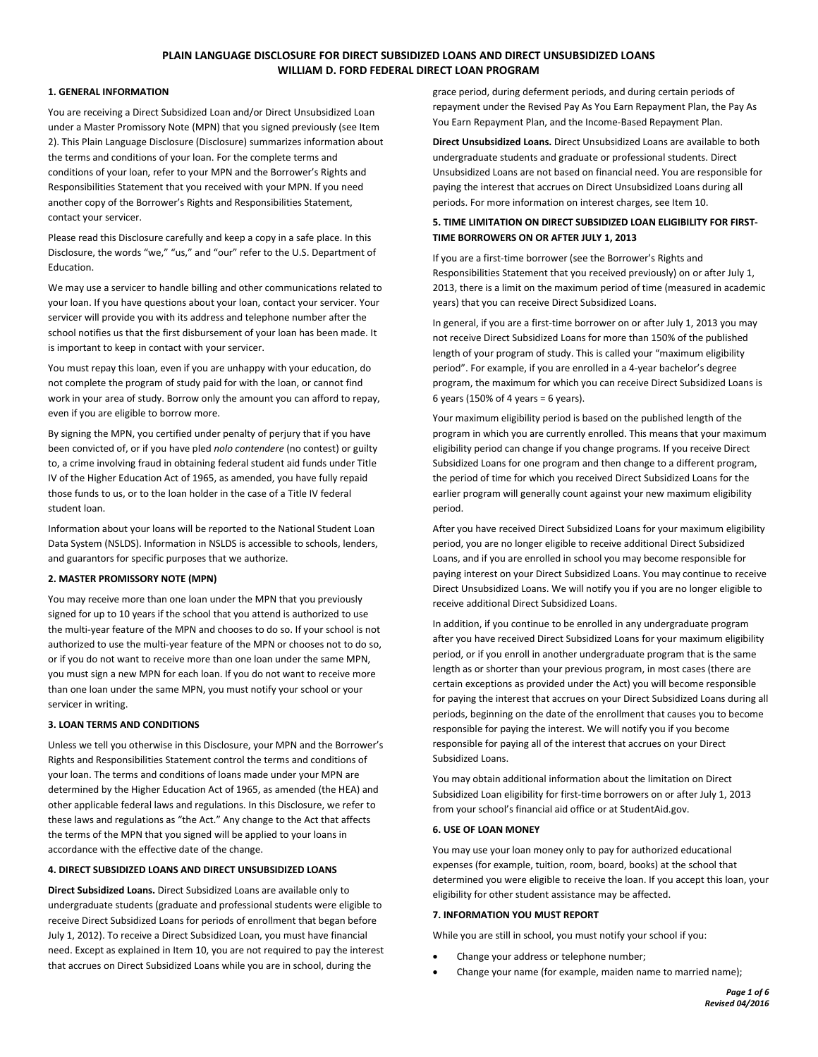# PLAIN LANGUAGE DISCLOSURE FOR DIRECT SUBSIDIZED LOANS AND DIRECT UNSUBSIDIZED LOANS
## WILLIAM D. FORD FEDERAL DIRECT LOAN PROGRAM

### 1. GENERAL INFORMATION

You are receiving a Direct Subsidized Loan and/or Direct Unsubsidized Loan under a Master Promissory Note (MPN) that you signed previously (see Item 2). This Plain Language Disclosure (Disclosure) summarizes information about the terms and conditions of your loan. For the complete terms and conditions of your loan, refer to your MPN and the Borrower's Rights and Responsibilities Statement that you received with your MPN. If you need another copy of the Borrower's Rights and Responsibilities Statement, contact your servicer.

Please read this Disclosure carefully and keep a copy in a safe place. In this Disclosure, the words "we," "us," and "our" refer to the U.S. Department of Education.

We may use a servicer to handle billing and other communications related to your loan. If you have questions about your loan, contact your servicer. Your servicer will provide you with its address and telephone number after the school notifies us that the first disbursement of your loan has been made. It is important to keep in contact with your servicer.

You must repay this loan, even if you are unhappy with your education, do not complete the program of study paid for with the loan, or cannot find work in your area of study. Borrow only the amount you can afford to repay, even if you are eligible to borrow more.

By signing the MPN, you certified under penalty of perjury that if you have been convicted of, or if you have pled *nolo contendere* (no contest) or guilty to, a crime involving fraud in obtaining federal student aid funds under Title IV of the Higher Education Act of 1965, as amended, you have fully repaid those funds to us, or to the loan holder in the case of a Title IV federal student loan.

Information about your loans will be reported to the National Student Loan Data System (NSLDS). Information in NSLDS is accessible to schools, lenders, and guarantors for specific purposes that we authorize.

### 2. MASTER PROMISSORY NOTE (MPN)

You may receive more than one loan under the MPN that you previously signed for up to 10 years if the school that you attend is authorized to use the multi-year feature of the MPN and chooses to do so. If your school is not authorized to use the multi-year feature of the MPN or chooses not to do so, or if you do not want to receive more than one loan under the same MPN, you must sign a new MPN for each loan. If you do not want to receive more than one loan under the same MPN, you must notify your school or your servicer in writing.

### 3. LOAN TERMS AND CONDITIONS

Unless we tell you otherwise in this Disclosure, your MPN and the Borrower's Rights and Responsibilities Statement control the terms and conditions of your loan. The terms and conditions of loans made under your MPN are determined by the Higher Education Act of 1965, as amended (the HEA) and other applicable federal laws and regulations. In this Disclosure, we refer to these laws and regulations as "the Act." Any change to the Act that affects the terms of the MPN that you signed will be applied to your loans in accordance with the effective date of the change.

### 4. DIRECT SUBSIDIZED LOANS AND DIRECT UNSUBSIDIZED LOANS

**Direct Subsidized Loans.** Direct Subsidized Loans are available only to undergraduate students (graduate and professional students were eligible to receive Direct Subsidized Loans for periods of enrollment that began before July 1, 2012). To receive a Direct Subsidized Loan, you must have financial need. Except as explained in Item 10, you are not required to pay the interest that accrues on Direct Subsidized Loans while you are in school, during the grace period, during deferment periods, and during certain periods of repayment under the Revised Pay As You Earn Repayment Plan, the Pay As You Earn Repayment Plan, and the Income-Based Repayment Plan.

**Direct Unsubsidized Loans.** Direct Unsubsidized Loans are available to both undergraduate students and graduate or professional students. Direct Unsubsidized Loans are not based on financial need. You are responsible for paying the interest that accrues on Direct Unsubsidized Loans during all periods. For more information on interest charges, see Item 10.

### 5. TIME LIMITATION ON DIRECT SUBSIDIZED LOAN ELIGIBILITY FOR FIRST-TIME BORROWERS ON OR AFTER JULY 1, 2013

If you are a first-time borrower (see the Borrower's Rights and Responsibilities Statement that you received previously) on or after July 1, 2013, there is a limit on the maximum period of time (measured in academic years) that you can receive Direct Subsidized Loans.

In general, if you are a first-time borrower on or after July 1, 2013 you may not receive Direct Subsidized Loans for more than 150% of the published length of your program of study. This is called your "maximum eligibility period". For example, if you are enrolled in a 4-year bachelor's degree program, the maximum for which you can receive Direct Subsidized Loans is 6 years (150% of 4 years = 6 years).

Your maximum eligibility period is based on the published length of the program in which you are currently enrolled. This means that your maximum eligibility period can change if you change programs. If you receive Direct Subsidized Loans for one program and then change to a different program, the period of time for which you received Direct Subsidized Loans for the earlier program will generally count against your new maximum eligibility period.

After you have received Direct Subsidized Loans for your maximum eligibility period, you are no longer eligible to receive additional Direct Subsidized Loans, and if you are enrolled in school you may become responsible for paying interest on your Direct Subsidized Loans. You may continue to receive Direct Unsubsidized Loans. We will notify you if you are no longer eligible to receive additional Direct Subsidized Loans.

In addition, if you continue to be enrolled in any undergraduate program after you have received Direct Subsidized Loans for your maximum eligibility period, or if you enroll in another undergraduate program that is the same length as or shorter than your previous program, in most cases (there are certain exceptions as provided under the Act) you will become responsible for paying the interest that accrues on your Direct Subsidized Loans during all periods, beginning on the date of the enrollment that causes you to become responsible for paying the interest. We will notify you if you become responsible for paying all of the interest that accrues on your Direct Subsidized Loans.

You may obtain additional information about the limitation on Direct Subsidized Loan eligibility for first-time borrowers on or after July 1, 2013 from your school's financial aid office or at StudentAid.gov.

### 6. USE OF LOAN MONEY

You may use your loan money only to pay for authorized educational expenses (for example, tuition, room, board, books) at the school that determined you were eligible to receive the loan. If you accept this loan, your eligibility for other student assistance may be affected.

### 7. INFORMATION YOU MUST REPORT

While you are still in school, you must notify your school if you:

- Change your address or telephone number;
- Change your name (for example, maiden name to married name);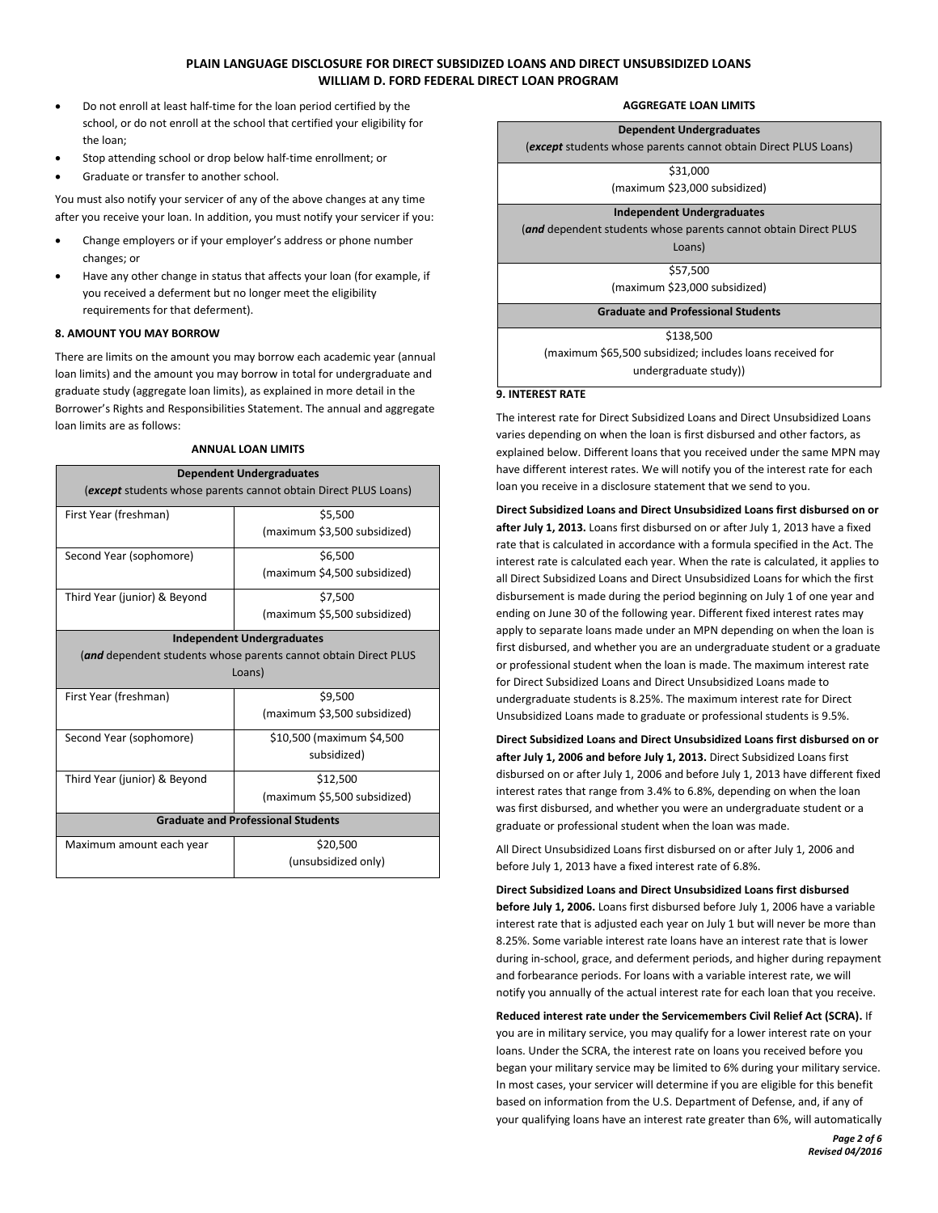- Do not enroll at least half-time for the loan period certified by the school, or do not enroll at the school that certified your eligibility for the loan;
- Stop attending school or drop below half-time enrollment; or
- Graduate or transfer to another school.

You must also notify your servicer of any of the above changes at any time after you receive your loan. In addition, you must notify your servicer if you:

- Change employers or if your employer's address or phone number changes; or
- Have any other change in status that affects your loan (for example, if you received a deferment but no longer meet the eligibility requirements for that deferment).

### 8. AMOUNT YOU MAY BORROW

There are limits on the amount you may borrow each academic year (annual loan limits) and the amount you may borrow in total for undergraduate and graduate study (aggregate loan limits), as explained in more detail in the Borrower's Rights and Responsibilities Statement. The annual and aggregate loan limits are as follows:

**ANNUAL LOAN LIMITS**

| | |
|---|---|
| **Dependent Undergraduates** (***except*** students whose parents cannot obtain Direct PLUS Loans) | |
| First Year (freshman) | \$5,500 (maximum \$3,500 subsidized) |
| Second Year (sophomore) | \$6,500 (maximum \$4,500 subsidized) |
| Third Year (junior) & Beyond | \$7,500 (maximum \$5,500 subsidized) |
| **Independent Undergraduates** (***and*** dependent students whose parents cannot obtain Direct PLUS Loans) | |
| First Year (freshman) | \$9,500 (maximum \$3,500 subsidized) |
| Second Year (sophomore) | \$10,500 (maximum \$4,500 subsidized) |
| Third Year (junior) & Beyond | \$12,500 (maximum \$5,500 subsidized) |
| **Graduate and Professional Students** | |
| Maximum amount each year | \$20,500 (unsubsidized only) |

**AGGREGATE LOAN LIMITS**

| |
|---|
| **Dependent Undergraduates** (***except*** students whose parents cannot obtain Direct PLUS Loans) |
| \$31,000 (maximum \$23,000 subsidized) |
| **Independent Undergraduates** (***and*** dependent students whose parents cannot obtain Direct PLUS Loans) |
| \$57,500 (maximum \$23,000 subsidized) |
| **Graduate and Professional Students** |
| \$138,500 (maximum \$65,500 subsidized; includes loans received for undergraduate study)) |

### 9. INTEREST RATE

The interest rate for Direct Subsidized Loans and Direct Unsubsidized Loans varies depending on when the loan is first disbursed and other factors, as explained below. Different loans that you received under the same MPN may have different interest rates. We will notify you of the interest rate for each loan you receive in a disclosure statement that we send to you.

**Direct Subsidized Loans and Direct Unsubsidized Loans first disbursed on or after July 1, 2013.** Loans first disbursed on or after July 1, 2013 have a fixed rate that is calculated in accordance with a formula specified in the Act. The interest rate is calculated each year. When the rate is calculated, it applies to all Direct Subsidized Loans and Direct Unsubsidized Loans for which the first disbursement is made during the period beginning on July 1 of one year and ending on June 30 of the following year. Different fixed interest rates may apply to separate loans made under an MPN depending on when the loan is first disbursed, and whether you are an undergraduate student or a graduate or professional student when the loan is made. The maximum interest rate for Direct Subsidized Loans and Direct Unsubsidized Loans made to undergraduate students is 8.25%. The maximum interest rate for Direct Unsubsidized Loans made to graduate or professional students is 9.5%.

**Direct Subsidized Loans and Direct Unsubsidized Loans first disbursed on or after July 1, 2006 and before July 1, 2013.** Direct Subsidized Loans first disbursed on or after July 1, 2006 and before July 1, 2013 have different fixed interest rates that range from 3.4% to 6.8%, depending on when the loan was first disbursed, and whether you were an undergraduate student or a graduate or professional student when the loan was made.

All Direct Unsubsidized Loans first disbursed on or after July 1, 2006 and before July 1, 2013 have a fixed interest rate of 6.8%.

**Direct Subsidized Loans and Direct Unsubsidized Loans first disbursed before July 1, 2006.** Loans first disbursed before July 1, 2006 have a variable interest rate that is adjusted each year on July 1 but will never be more than 8.25%. Some variable interest rate loans have an interest rate that is lower during in-school, grace, and deferment periods, and higher during repayment and forbearance periods. For loans with a variable interest rate, we will notify you annually of the actual interest rate for each loan that you receive.

**Reduced interest rate under the Servicemembers Civil Relief Act (SCRA).** If you are in military service, you may qualify for a lower interest rate on your loans. Under the SCRA, the interest rate on loans you received before you began your military service may be limited to 6% during your military service. In most cases, your servicer will determine if you are eligible for this benefit based on information from the U.S. Department of Defense, and, if any of your qualifying loans have an interest rate greater than 6%, will automatically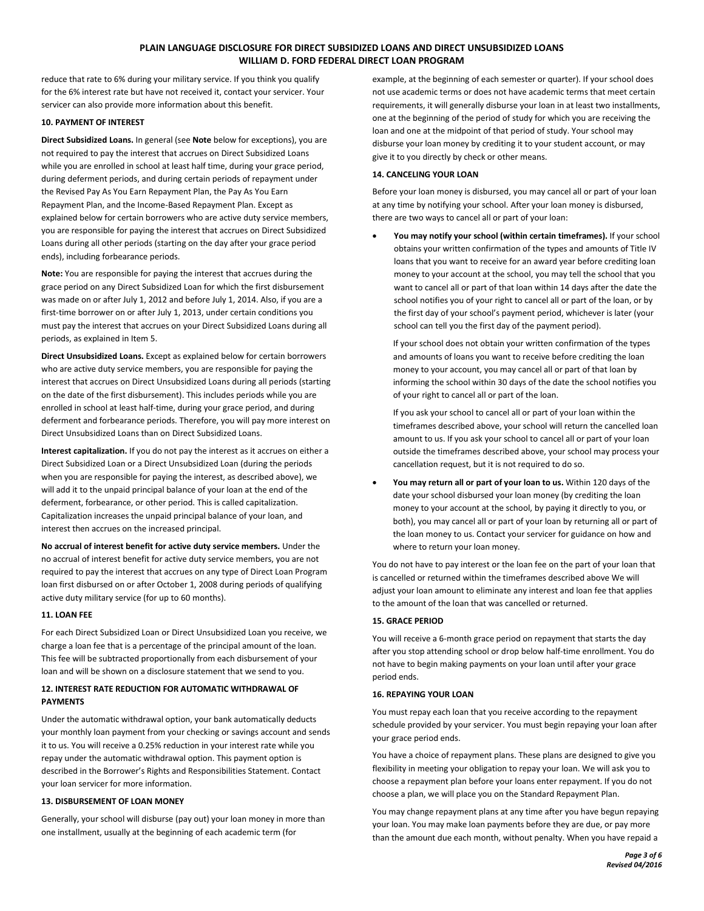reduce that rate to 6% during your military service. If you think you qualify for the 6% interest rate but have not received it, contact your servicer. Your servicer can also provide more information about this benefit.

**10. PAYMENT OF INTEREST**

**Direct Subsidized Loans.** In general (see **Note** below for exceptions), you are not required to pay the interest that accrues on Direct Subsidized Loans while you are enrolled in school at least half time, during your grace period, during deferment periods, and during certain periods of repayment under the Revised Pay As You Earn Repayment Plan, the Pay As You Earn Repayment Plan, and the Income-Based Repayment Plan. Except as explained below for certain borrowers who are active duty service members, you are responsible for paying the interest that accrues on Direct Subsidized Loans during all other periods (starting on the day after your grace period ends), including forbearance periods.

**Note:** You are responsible for paying the interest that accrues during the grace period on any Direct Subsidized Loan for which the first disbursement was made on or after July 1, 2012 and before July 1, 2014. Also, if you are a first-time borrower on or after July 1, 2013, under certain conditions you must pay the interest that accrues on your Direct Subsidized Loans during all periods, as explained in Item 5.

**Direct Unsubsidized Loans.** Except as explained below for certain borrowers who are active duty service members, you are responsible for paying the interest that accrues on Direct Unsubsidized Loans during all periods (starting on the date of the first disbursement). This includes periods while you are enrolled in school at least half-time, during your grace period, and during deferment and forbearance periods. Therefore, you will pay more interest on Direct Unsubsidized Loans than on Direct Subsidized Loans.

**Interest capitalization.** If you do not pay the interest as it accrues on either a Direct Subsidized Loan or a Direct Unsubsidized Loan (during the periods when you are responsible for paying the interest, as described above), we will add it to the unpaid principal balance of your loan at the end of the deferment, forbearance, or other period. This is called capitalization. Capitalization increases the unpaid principal balance of your loan, and interest then accrues on the increased principal.

**No accrual of interest benefit for active duty service members.** Under the no accrual of interest benefit for active duty service members, you are not required to pay the interest that accrues on any type of Direct Loan Program loan first disbursed on or after October 1, 2008 during periods of qualifying active duty military service (for up to 60 months).

**11. LOAN FEE**

For each Direct Subsidized Loan or Direct Unsubsidized Loan you receive, we charge a loan fee that is a percentage of the principal amount of the loan. This fee will be subtracted proportionally from each disbursement of your loan and will be shown on a disclosure statement that we send to you.

**12. INTEREST RATE REDUCTION FOR AUTOMATIC WITHDRAWAL OF PAYMENTS**

Under the automatic withdrawal option, your bank automatically deducts your monthly loan payment from your checking or savings account and sends it to us. You will receive a 0.25% reduction in your interest rate while you repay under the automatic withdrawal option. This payment option is described in the Borrower's Rights and Responsibilities Statement. Contact your loan servicer for more information.

**13. DISBURSEMENT OF LOAN MONEY**

Generally, your school will disburse (pay out) your loan money in more than one installment, usually at the beginning of each academic term (for example, at the beginning of each semester or quarter). If your school does not use academic terms or does not have academic terms that meet certain requirements, it will generally disburse your loan in at least two installments, one at the beginning of the period of study for which you are receiving the loan and one at the midpoint of that period of study. Your school may disburse your loan money by crediting it to your student account, or may give it to you directly by check or other means.

**14. CANCELING YOUR LOAN**

Before your loan money is disbursed, you may cancel all or part of your loan at any time by notifying your school. After your loan money is disbursed, there are two ways to cancel all or part of your loan:

- **You may notify your school (within certain timeframes).** If your school obtains your written confirmation of the types and amounts of Title IV loans that you want to receive for an award year before crediting loan money to your account at the school, you may tell the school that you want to cancel all or part of that loan within 14 days after the date the school notifies you of your right to cancel all or part of the loan, or by the first day of your school's payment period, whichever is later (your school can tell you the first day of the payment period).

  If your school does not obtain your written confirmation of the types and amounts of loans you want to receive before crediting the loan money to your account, you may cancel all or part of that loan by informing the school within 30 days of the date the school notifies you of your right to cancel all or part of the loan.

  If you ask your school to cancel all or part of your loan within the timeframes described above, your school will return the cancelled loan amount to us. If you ask your school to cancel all or part of your loan outside the timeframes described above, your school may process your cancellation request, but it is not required to do so.

- **You may return all or part of your loan to us.** Within 120 days of the date your school disbursed your loan money (by crediting the loan money to your account at the school, by paying it directly to you, or both), you may cancel all or part of your loan by returning all or part of the loan money to us. Contact your servicer for guidance on how and where to return your loan money.

You do not have to pay interest or the loan fee on the part of your loan that is cancelled or returned within the timeframes described above We will adjust your loan amount to eliminate any interest and loan fee that applies to the amount of the loan that was cancelled or returned.

**15. GRACE PERIOD**

You will receive a 6-month grace period on repayment that starts the day after you stop attending school or drop below half-time enrollment. You do not have to begin making payments on your loan until after your grace period ends.

**16. REPAYING YOUR LOAN**

You must repay each loan that you receive according to the repayment schedule provided by your servicer. You must begin repaying your loan after your grace period ends.

You have a choice of repayment plans. These plans are designed to give you flexibility in meeting your obligation to repay your loan. We will ask you to choose a repayment plan before your loans enter repayment. If you do not choose a plan, we will place you on the Standard Repayment Plan.

You may change repayment plans at any time after you have begun repaying your loan. You may make loan payments before they are due, or pay more than the amount due each month, without penalty. When you have repaid a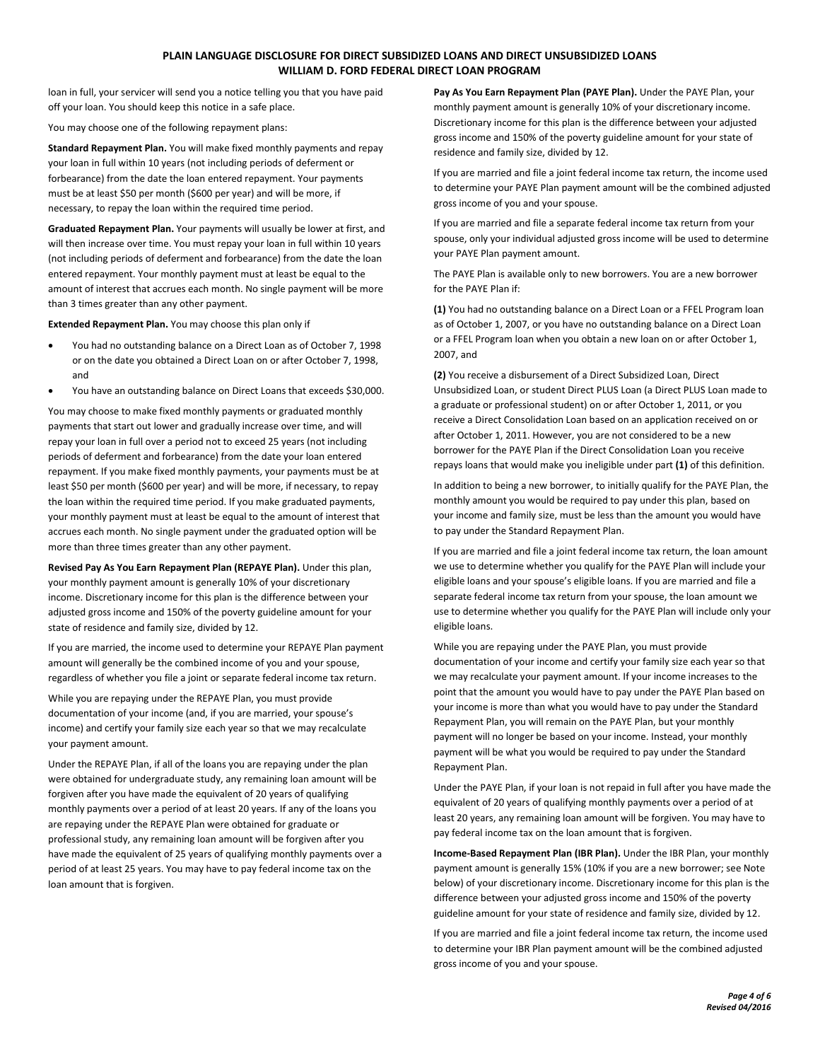loan in full, your servicer will send you a notice telling you that you have paid off your loan. You should keep this notice in a safe place.

You may choose one of the following repayment plans:

**Standard Repayment Plan.** You will make fixed monthly payments and repay your loan in full within 10 years (not including periods of deferment or forbearance) from the date the loan entered repayment. Your payments must be at least $50 per month ($600 per year) and will be more, if necessary, to repay the loan within the required time period.

**Graduated Repayment Plan.** Your payments will usually be lower at first, and will then increase over time. You must repay your loan in full within 10 years (not including periods of deferment and forbearance) from the date the loan entered repayment. Your monthly payment must at least be equal to the amount of interest that accrues each month. No single payment will be more than 3 times greater than any other payment.

**Extended Repayment Plan.** You may choose this plan only if

- You had no outstanding balance on a Direct Loan as of October 7, 1998 or on the date you obtained a Direct Loan on or after October 7, 1998, and
- You have an outstanding balance on Direct Loans that exceeds $30,000.

You may choose to make fixed monthly payments or graduated monthly payments that start out lower and gradually increase over time, and will repay your loan in full over a period not to exceed 25 years (not including periods of deferment and forbearance) from the date your loan entered repayment. If you make fixed monthly payments, your payments must be at least $50 per month ($600 per year) and will be more, if necessary, to repay the loan within the required time period. If you make graduated payments, your monthly payment must at least be equal to the amount of interest that accrues each month. No single payment under the graduated option will be more than three times greater than any other payment.

**Revised Pay As You Earn Repayment Plan (REPAYE Plan).** Under this plan, your monthly payment amount is generally 10% of your discretionary income. Discretionary income for this plan is the difference between your adjusted gross income and 150% of the poverty guideline amount for your state of residence and family size, divided by 12.

If you are married, the income used to determine your REPAYE Plan payment amount will generally be the combined income of you and your spouse, regardless of whether you file a joint or separate federal income tax return.

While you are repaying under the REPAYE Plan, you must provide documentation of your income (and, if you are married, your spouse's income) and certify your family size each year so that we may recalculate your payment amount.

Under the REPAYE Plan, if all of the loans you are repaying under the plan were obtained for undergraduate study, any remaining loan amount will be forgiven after you have made the equivalent of 20 years of qualifying monthly payments over a period of at least 20 years. If any of the loans you are repaying under the REPAYE Plan were obtained for graduate or professional study, any remaining loan amount will be forgiven after you have made the equivalent of 25 years of qualifying monthly payments over a period of at least 25 years. You may have to pay federal income tax on the loan amount that is forgiven.

**Pay As You Earn Repayment Plan (PAYE Plan).** Under the PAYE Plan, your monthly payment amount is generally 10% of your discretionary income. Discretionary income for this plan is the difference between your adjusted gross income and 150% of the poverty guideline amount for your state of residence and family size, divided by 12.

If you are married and file a joint federal income tax return, the income used to determine your PAYE Plan payment amount will be the combined adjusted gross income of you and your spouse.

If you are married and file a separate federal income tax return from your spouse, only your individual adjusted gross income will be used to determine your PAYE Plan payment amount.

The PAYE Plan is available only to new borrowers. You are a new borrower for the PAYE Plan if:

**(1)** You had no outstanding balance on a Direct Loan or a FFEL Program loan as of October 1, 2007, or you have no outstanding balance on a Direct Loan or a FFEL Program loan when you obtain a new loan on or after October 1, 2007, and

**(2)** You receive a disbursement of a Direct Subsidized Loan, Direct Unsubsidized Loan, or student Direct PLUS Loan (a Direct PLUS Loan made to a graduate or professional student) on or after October 1, 2011, or you receive a Direct Consolidation Loan based on an application received on or after October 1, 2011. However, you are not considered to be a new borrower for the PAYE Plan if the Direct Consolidation Loan you receive repays loans that would make you ineligible under part **(1)** of this definition.

In addition to being a new borrower, to initially qualify for the PAYE Plan, the monthly amount you would be required to pay under this plan, based on your income and family size, must be less than the amount you would have to pay under the Standard Repayment Plan.

If you are married and file a joint federal income tax return, the loan amount we use to determine whether you qualify for the PAYE Plan will include your eligible loans and your spouse's eligible loans. If you are married and file a separate federal income tax return from your spouse, the loan amount we use to determine whether you qualify for the PAYE Plan will include only your eligible loans.

While you are repaying under the PAYE Plan, you must provide documentation of your income and certify your family size each year so that we may recalculate your payment amount. If your income increases to the point that the amount you would have to pay under the PAYE Plan based on your income is more than what you would have to pay under the Standard Repayment Plan, you will remain on the PAYE Plan, but your monthly payment will no longer be based on your income. Instead, your monthly payment will be what you would be required to pay under the Standard Repayment Plan.

Under the PAYE Plan, if your loan is not repaid in full after you have made the equivalent of 20 years of qualifying monthly payments over a period of at least 20 years, any remaining loan amount will be forgiven. You may have to pay federal income tax on the loan amount that is forgiven.

**Income-Based Repayment Plan (IBR Plan).** Under the IBR Plan, your monthly payment amount is generally 15% (10% if you are a new borrower; see Note below) of your discretionary income. Discretionary income for this plan is the difference between your adjusted gross income and 150% of the poverty guideline amount for your state of residence and family size, divided by 12.

If you are married and file a joint federal income tax return, the income used to determine your IBR Plan payment amount will be the combined adjusted gross income of you and your spouse.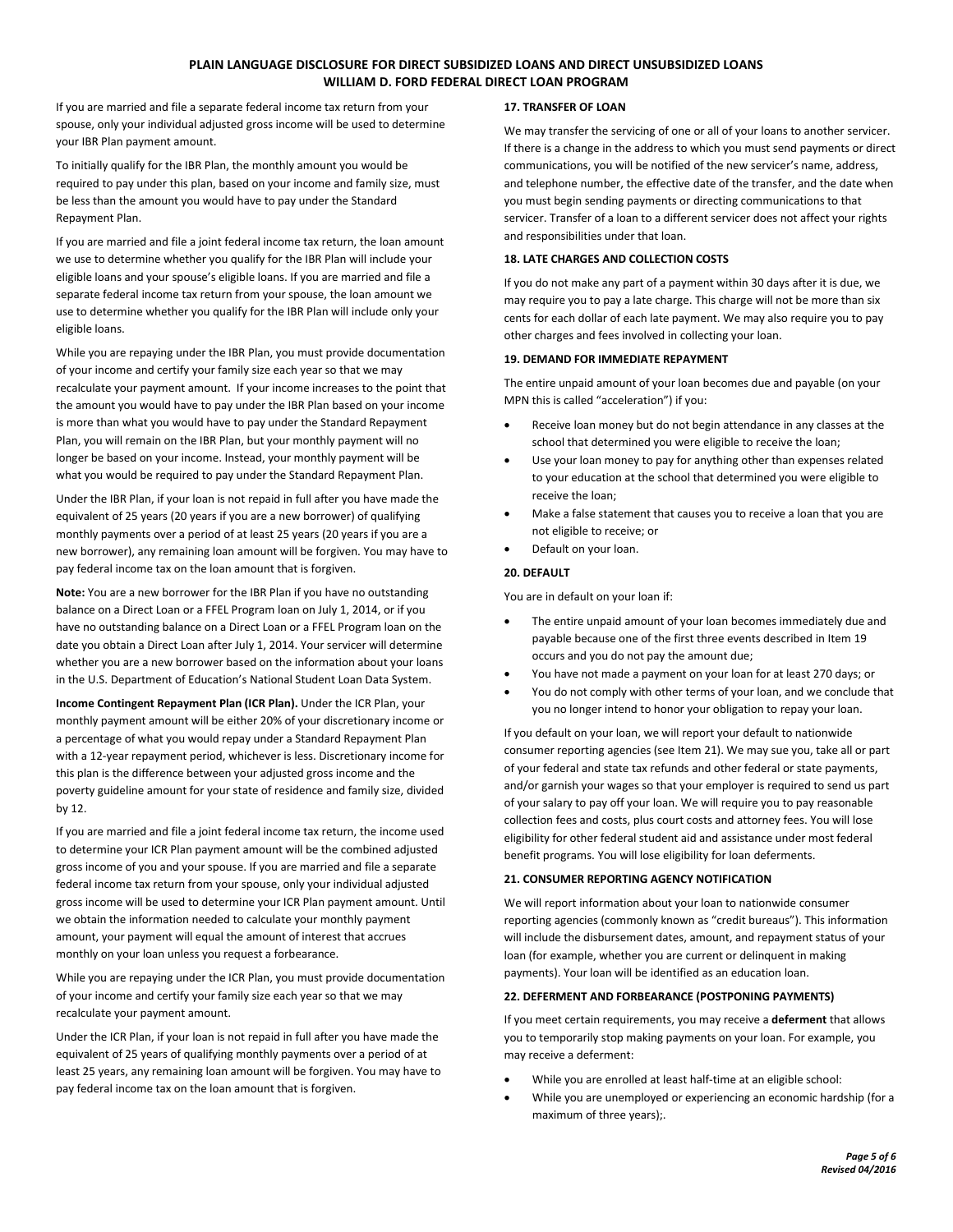If you are married and file a separate federal income tax return from your spouse, only your individual adjusted gross income will be used to determine your IBR Plan payment amount.

To initially qualify for the IBR Plan, the monthly amount you would be required to pay under this plan, based on your income and family size, must be less than the amount you would have to pay under the Standard Repayment Plan.

If you are married and file a joint federal income tax return, the loan amount we use to determine whether you qualify for the IBR Plan will include your eligible loans and your spouse's eligible loans. If you are married and file a separate federal income tax return from your spouse, the loan amount we use to determine whether you qualify for the IBR Plan will include only your eligible loans.

While you are repaying under the IBR Plan, you must provide documentation of your income and certify your family size each year so that we may recalculate your payment amount. If your income increases to the point that the amount you would have to pay under the IBR Plan based on your income is more than what you would have to pay under the Standard Repayment Plan, you will remain on the IBR Plan, but your monthly payment will no longer be based on your income. Instead, your monthly payment will be what you would be required to pay under the Standard Repayment Plan.

Under the IBR Plan, if your loan is not repaid in full after you have made the equivalent of 25 years (20 years if you are a new borrower) of qualifying monthly payments over a period of at least 25 years (20 years if you are a new borrower), any remaining loan amount will be forgiven. You may have to pay federal income tax on the loan amount that is forgiven.

**Note:** You are a new borrower for the IBR Plan if you have no outstanding balance on a Direct Loan or a FFEL Program loan on July 1, 2014, or if you have no outstanding balance on a Direct Loan or a FFEL Program loan on the date you obtain a Direct Loan after July 1, 2014. Your servicer will determine whether you are a new borrower based on the information about your loans in the U.S. Department of Education's National Student Loan Data System.

**Income Contingent Repayment Plan (ICR Plan).** Under the ICR Plan, your monthly payment amount will be either 20% of your discretionary income or a percentage of what you would repay under a Standard Repayment Plan with a 12-year repayment period, whichever is less. Discretionary income for this plan is the difference between your adjusted gross income and the poverty guideline amount for your state of residence and family size, divided by 12.

If you are married and file a joint federal income tax return, the income used to determine your ICR Plan payment amount will be the combined adjusted gross income of you and your spouse. If you are married and file a separate federal income tax return from your spouse, only your individual adjusted gross income will be used to determine your ICR Plan payment amount. Until we obtain the information needed to calculate your monthly payment amount, your payment will equal the amount of interest that accrues monthly on your loan unless you request a forbearance.

While you are repaying under the ICR Plan, you must provide documentation of your income and certify your family size each year so that we may recalculate your payment amount.

Under the ICR Plan, if your loan is not repaid in full after you have made the equivalent of 25 years of qualifying monthly payments over a period of at least 25 years, any remaining loan amount will be forgiven. You may have to pay federal income tax on the loan amount that is forgiven.

### 17. TRANSFER OF LOAN

We may transfer the servicing of one or all of your loans to another servicer. If there is a change in the address to which you must send payments or direct communications, you will be notified of the new servicer's name, address, and telephone number, the effective date of the transfer, and the date when you must begin sending payments or directing communications to that servicer. Transfer of a loan to a different servicer does not affect your rights and responsibilities under that loan.

### 18. LATE CHARGES AND COLLECTION COSTS

If you do not make any part of a payment within 30 days after it is due, we may require you to pay a late charge. This charge will not be more than six cents for each dollar of each late payment. We may also require you to pay other charges and fees involved in collecting your loan.

### 19. DEMAND FOR IMMEDIATE REPAYMENT

The entire unpaid amount of your loan becomes due and payable (on your MPN this is called "acceleration") if you:

- Receive loan money but do not begin attendance in any classes at the school that determined you were eligible to receive the loan;
- Use your loan money to pay for anything other than expenses related to your education at the school that determined you were eligible to receive the loan;
- Make a false statement that causes you to receive a loan that you are not eligible to receive; or
- Default on your loan.

### 20. DEFAULT

You are in default on your loan if:

- The entire unpaid amount of your loan becomes immediately due and payable because one of the first three events described in Item 19 occurs and you do not pay the amount due;
- You have not made a payment on your loan for at least 270 days; or
- You do not comply with other terms of your loan, and we conclude that you no longer intend to honor your obligation to repay your loan.

If you default on your loan, we will report your default to nationwide consumer reporting agencies (see Item 21). We may sue you, take all or part of your federal and state tax refunds and other federal or state payments, and/or garnish your wages so that your employer is required to send us part of your salary to pay off your loan. We will require you to pay reasonable collection fees and costs, plus court costs and attorney fees. You will lose eligibility for other federal student aid and assistance under most federal benefit programs. You will lose eligibility for loan deferments.

### 21. CONSUMER REPORTING AGENCY NOTIFICATION

We will report information about your loan to nationwide consumer reporting agencies (commonly known as "credit bureaus"). This information will include the disbursement dates, amount, and repayment status of your loan (for example, whether you are current or delinquent in making payments). Your loan will be identified as an education loan.

### 22. DEFERMENT AND FORBEARANCE (POSTPONING PAYMENTS)

If you meet certain requirements, you may receive a **deferment** that allows you to temporarily stop making payments on your loan. For example, you may receive a deferment:

- While you are enrolled at least half-time at an eligible school:
- While you are unemployed or experiencing an economic hardship (for a maximum of three years);.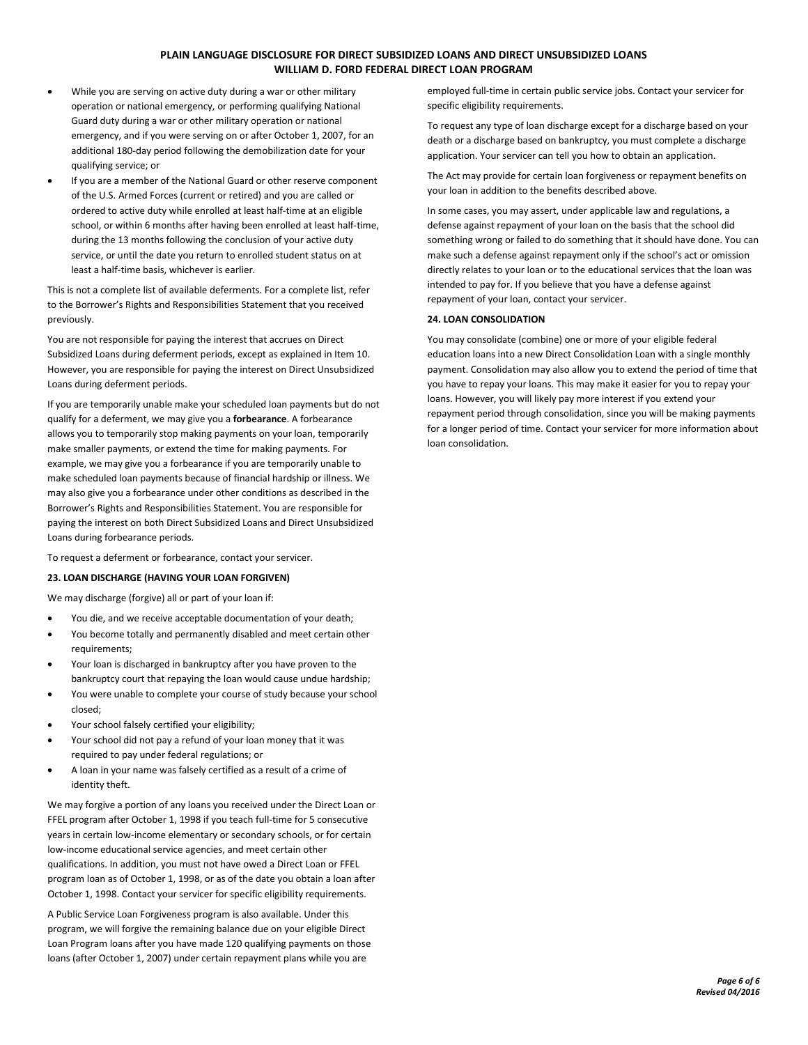- While you are serving on active duty during a war or other military operation or national emergency, or performing qualifying National Guard duty during a war or other military operation or national emergency, and if you were serving on or after October 1, 2007, for an additional 180-day period following the demobilization date for your qualifying service; or
- If you are a member of the National Guard or other reserve component of the U.S. Armed Forces (current or retired) and you are called or ordered to active duty while enrolled at least half-time at an eligible school, or within 6 months after having been enrolled at least half-time, during the 13 months following the conclusion of your active duty service, or until the date you return to enrolled student status on at least a half-time basis, whichever is earlier.

This is not a complete list of available deferments. For a complete list, refer to the Borrower's Rights and Responsibilities Statement that you received previously.

You are not responsible for paying the interest that accrues on Direct Subsidized Loans during deferment periods, except as explained in Item 10. However, you are responsible for paying the interest on Direct Unsubsidized Loans during deferment periods.

If you are temporarily unable make your scheduled loan payments but do not qualify for a deferment, we may give you a **forbearance**. A forbearance allows you to temporarily stop making payments on your loan, temporarily make smaller payments, or extend the time for making payments. For example, we may give you a forbearance if you are temporarily unable to make scheduled loan payments because of financial hardship or illness. We may also give you a forbearance under other conditions as described in the Borrower's Rights and Responsibilities Statement. You are responsible for paying the interest on both Direct Subsidized Loans and Direct Unsubsidized Loans during forbearance periods.

To request a deferment or forbearance, contact your servicer.

**23. LOAN DISCHARGE (HAVING YOUR LOAN FORGIVEN)**

We may discharge (forgive) all or part of your loan if:

- You die, and we receive acceptable documentation of your death;
- You become totally and permanently disabled and meet certain other requirements;
- Your loan is discharged in bankruptcy after you have proven to the bankruptcy court that repaying the loan would cause undue hardship;
- You were unable to complete your course of study because your school closed;
- Your school falsely certified your eligibility;
- Your school did not pay a refund of your loan money that it was required to pay under federal regulations; or
- A loan in your name was falsely certified as a result of a crime of identity theft.

We may forgive a portion of any loans you received under the Direct Loan or FFEL program after October 1, 1998 if you teach full-time for 5 consecutive years in certain low-income elementary or secondary schools, or for certain low-income educational service agencies, and meet certain other qualifications. In addition, you must not have owed a Direct Loan or FFEL program loan as of October 1, 1998, or as of the date you obtain a loan after October 1, 1998. Contact your servicer for specific eligibility requirements.

A Public Service Loan Forgiveness program is also available. Under this program, we will forgive the remaining balance due on your eligible Direct Loan Program loans after you have made 120 qualifying payments on those loans (after October 1, 2007) under certain repayment plans while you are employed full-time in certain public service jobs. Contact your servicer for specific eligibility requirements.

To request any type of loan discharge except for a discharge based on your death or a discharge based on bankruptcy, you must complete a discharge application. Your servicer can tell you how to obtain an application.

The Act may provide for certain loan forgiveness or repayment benefits on your loan in addition to the benefits described above.

In some cases, you may assert, under applicable law and regulations, a defense against repayment of your loan on the basis that the school did something wrong or failed to do something that it should have done. You can make such a defense against repayment only if the school's act or omission directly relates to your loan or to the educational services that the loan was intended to pay for. If you believe that you have a defense against repayment of your loan, contact your servicer.

**24. LOAN CONSOLIDATION**

You may consolidate (combine) one or more of your eligible federal education loans into a new Direct Consolidation Loan with a single monthly payment. Consolidation may also allow you to extend the period of time that you have to repay your loans. This may make it easier for you to repay your loans. However, you will likely pay more interest if you extend your repayment period through consolidation, since you will be making payments for a longer period of time. Contact your servicer for more information about loan consolidation.